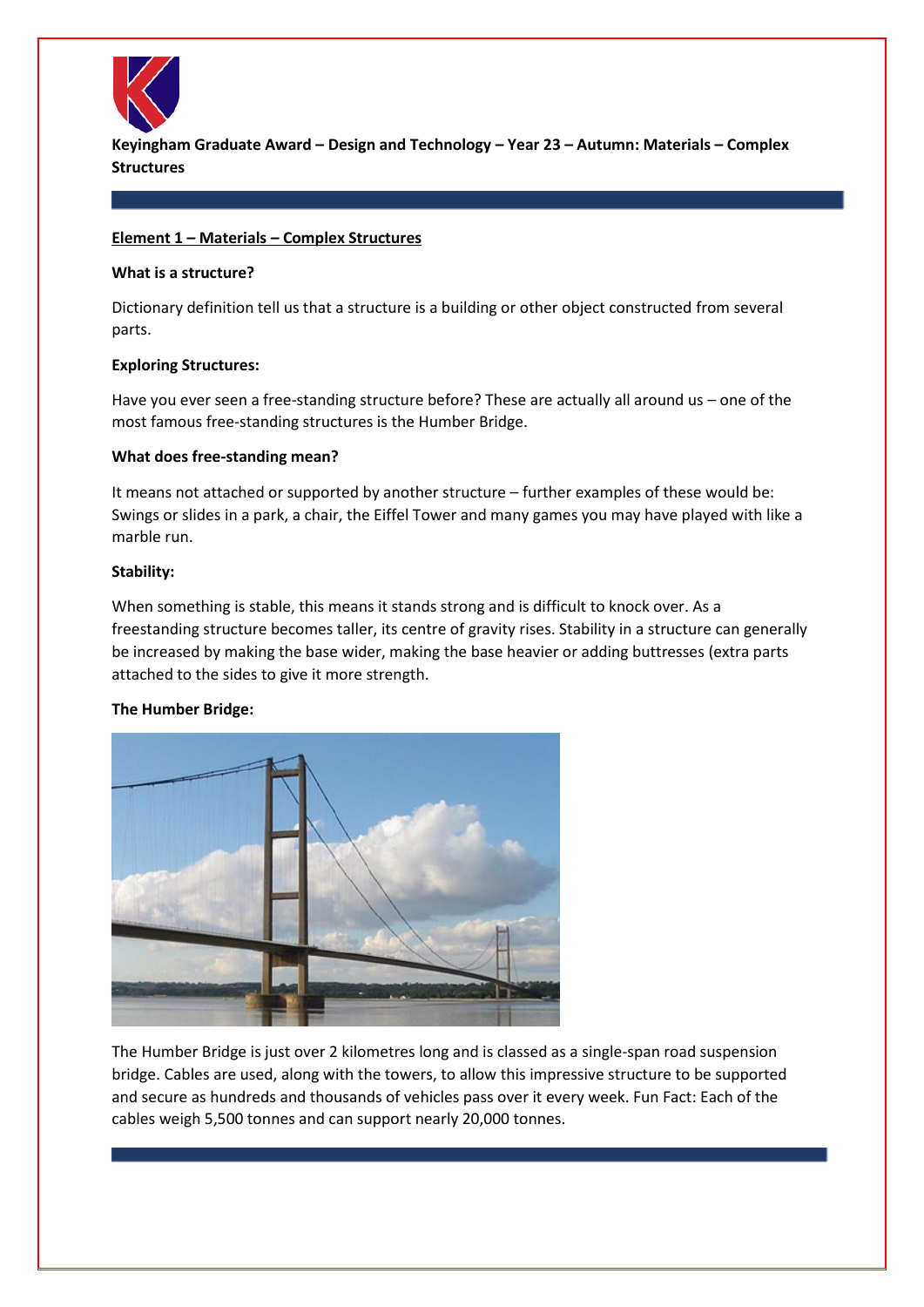**Keyingham Graduate Award – Design and Technology – Year 23 – Autumn: Materials – Complex Structures**

## Element 1 – Materials – Complex Structures

**What is a structure?**

Dictionary definition tell us that a structure is a building or other object constructed from several parts.

**Exploring Structures:**

Have you ever seen a free-standing structure before? These are actually all around us – one of the most famous free-standing structures is the Humber Bridge.

**What does free-standing mean?**

It means not attached or supported by another structure – further examples of these would be: Swings or slides in a park, a chair, the Eiffel Tower and many games you may have played with like a marble run.

**Stability:**

When something is stable, this means it stands strong and is difficult to knock over. As a freestanding structure becomes taller, its centre of gravity rises. Stability in a structure can generally be increased by making the base wider, making the base heavier or adding buttresses (extra parts attached to the sides to give it more strength.

**The Humber Bridge:**

The Humber Bridge is just over 2 kilometres long and is classed as a single-span road suspension bridge. Cables are used, along with the towers, to allow this impressive structure to be supported and secure as hundreds and thousands of vehicles pass over it every week. Fun Fact: Each of the cables weigh 5,500 tonnes and can support nearly 20,000 tonnes.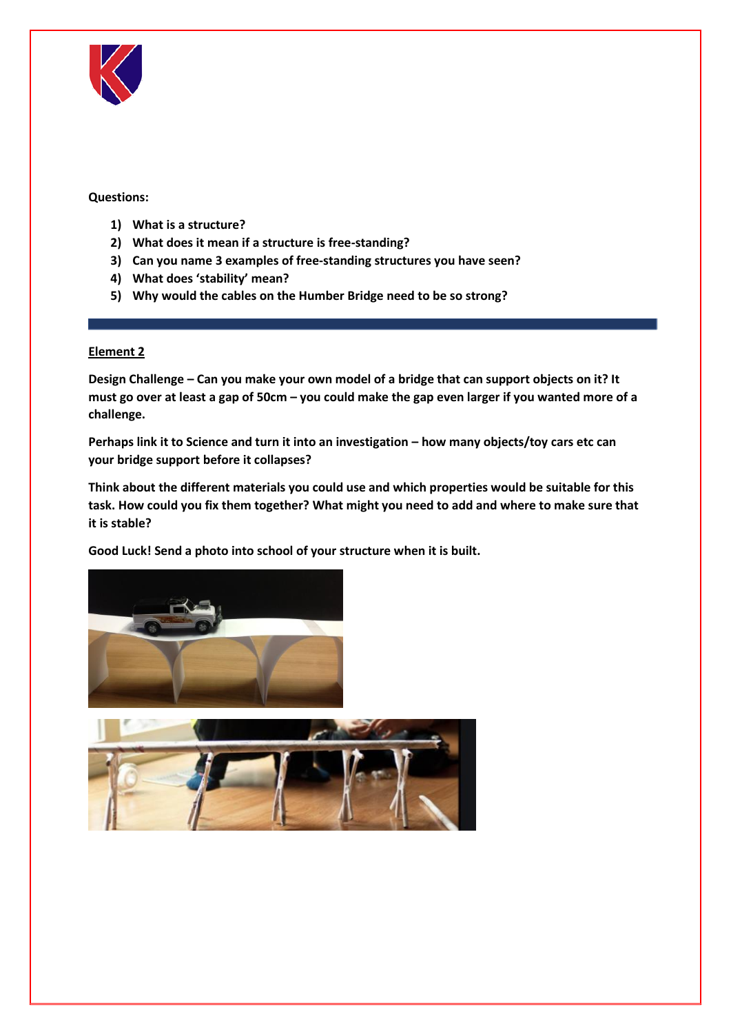**Questions:**

1) What is a structure?
2) What does it mean if a structure is free-standing?
3) Can you name 3 examples of free-standing structures you have seen?
4) What does 'stability' mean?
5) Why would the cables on the Humber Bridge need to be so strong?

---

**Element 2**

**Design Challenge – Can you make your own model of a bridge that can support objects on it? It must go over at least a gap of 50cm – you could make the gap even larger if you wanted more of a challenge.**

**Perhaps link it to Science and turn it into an investigation – how many objects/toy cars etc can your bridge support before it collapses?**

**Think about the different materials you could use and which properties would be suitable for this task. How could you fix them together? What might you need to add and where to make sure that it is stable?**

**Good Luck! Send a photo into school of your structure when it is built.**